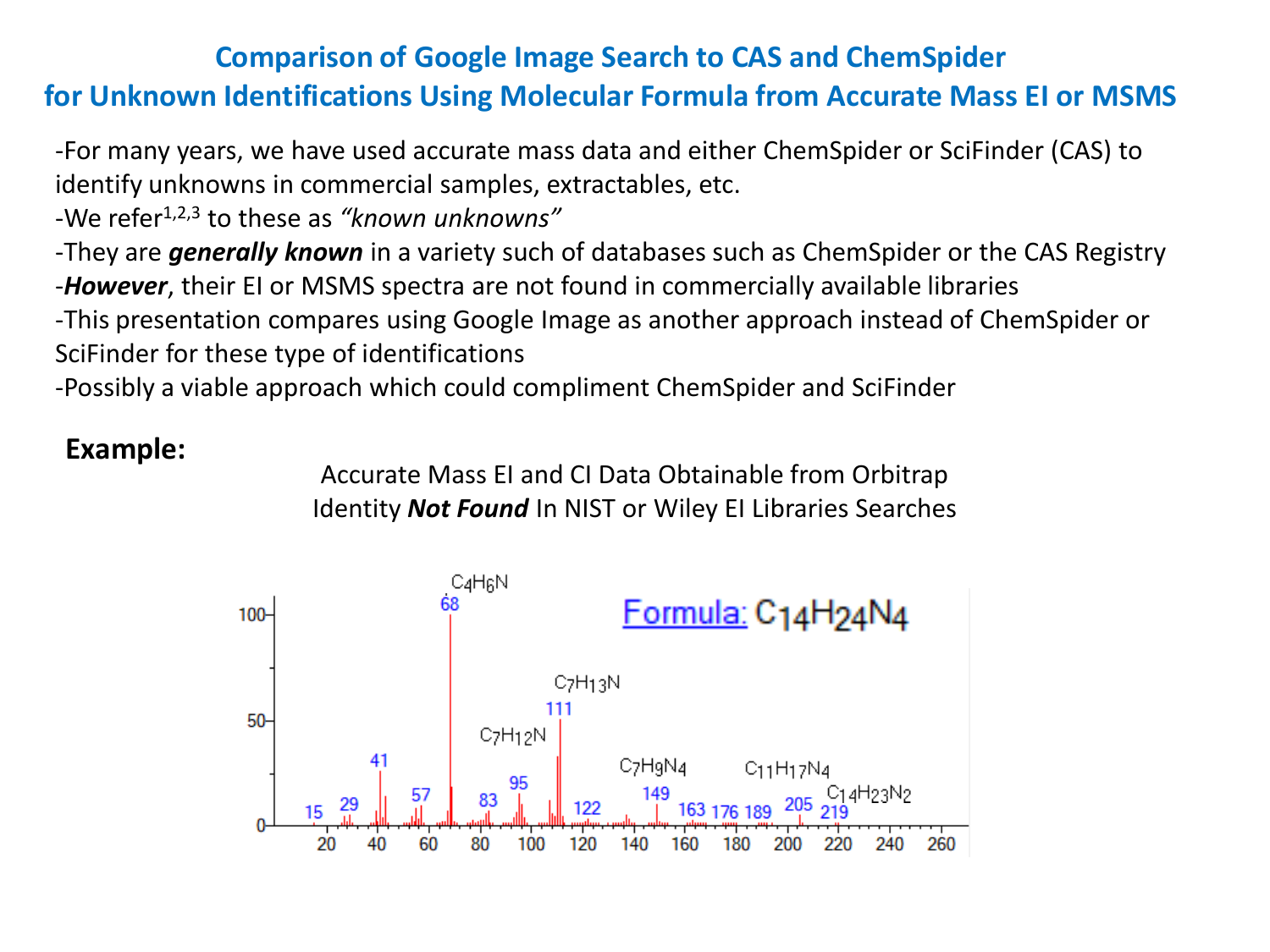# Comparison of Google Image Search to CAS and ChemSpider for Unknown Identifications Using Molecular Formula from Accurate Mass EI or MSMS

-For many years, we have used accurate mass data and either ChemSpider or SciFinder (CAS) to identify unknowns in commercial samples, extractables, etc.
-We refer[1,2,3] to these as *"known unknowns"*
-They are ***generally known*** in a variety such of databases such as ChemSpider or the CAS Registry
-***However***, their EI or MSMS spectra are not found in commercially available libraries
-This presentation compares using Google Image as another approach instead of ChemSpider or SciFinder for these type of identifications
-Possibly a viable approach which could compliment ChemSpider and SciFinder

**Example:**

Accurate Mass EI and CI Data Obtainable from Orbitrap
Identity ***Not Found*** In NIST or Wiley EI Libraries Searches

Formula: $C_{14}H_{24}N_4$

Peak labels: 15, 29, 41, 57, 68 ($C_4H_6N$), 83, 95 ($C_7H_{12}N$), 111 ($C_7H_{13}N$), 122, 149 ($C_7H_9N_4$), 163, 176, 189, 205 ($C_{11}H_{17}N_4$), 219 ($C_{14}H_{23}N_2$)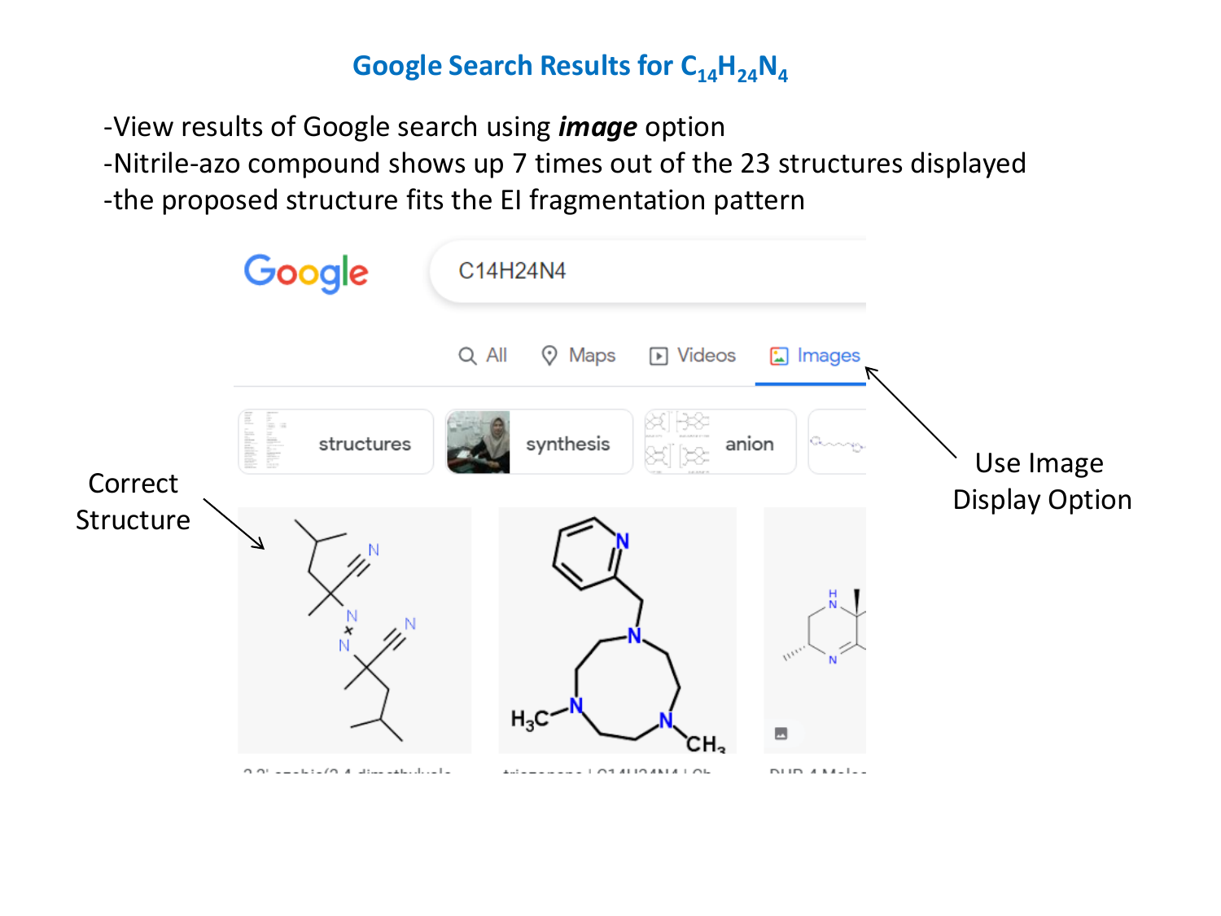# Google Search Results for $C_{14}H_{24}N_4$

- View results of Google search using ***image*** option
- Nitrile-azo compound shows up 7 times out of the 23 structures displayed
- the proposed structure fits the EI fragmentation pattern

Correct Structure

Use Image Display Option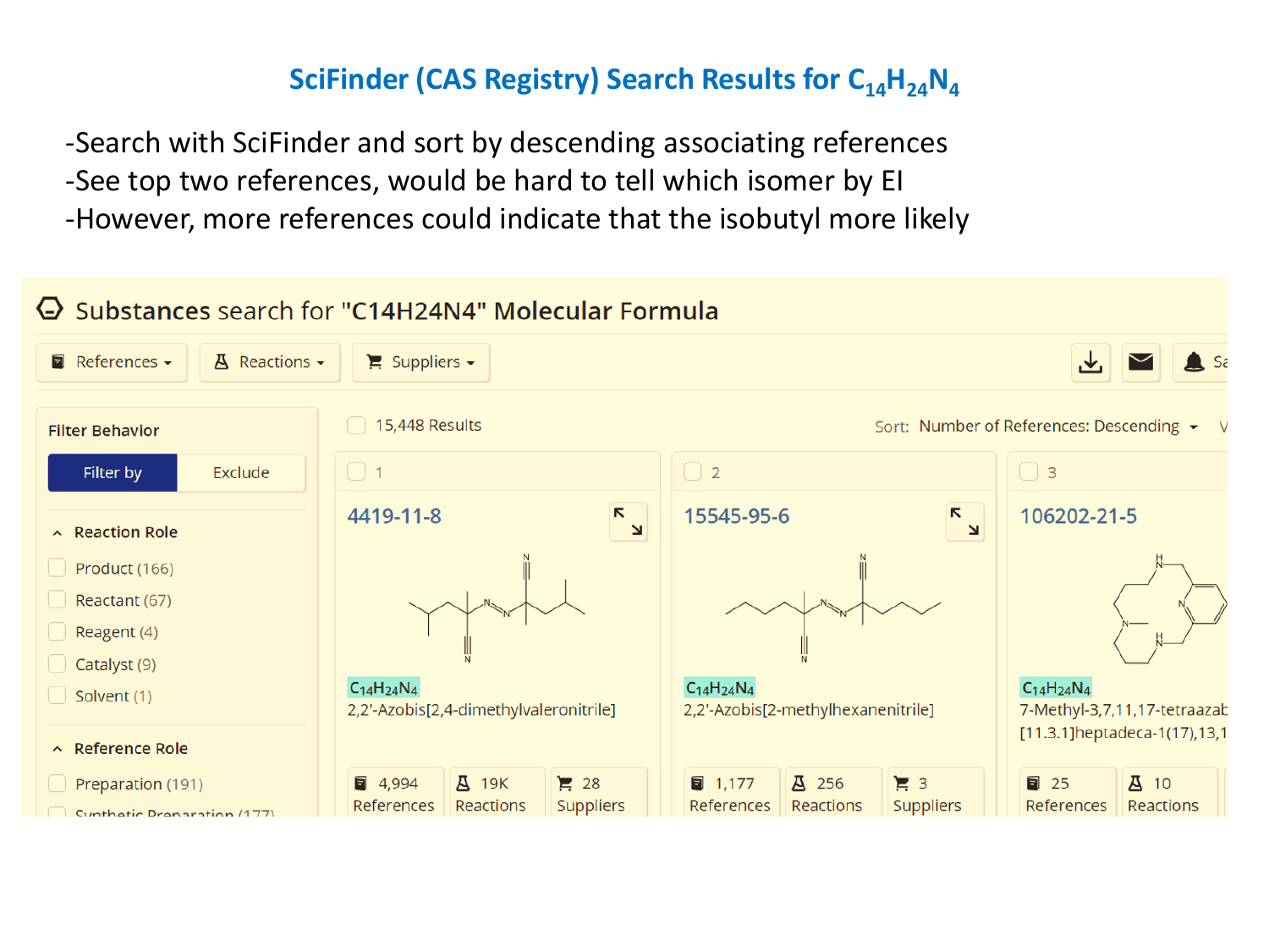# SciFinder (CAS Registry) Search Results for $C_{14}H_{24}N_4$

- Search with SciFinder and sort by descending associating references
- See top two references, would be hard to tell which isomer by EI
- However, more references could indicate that the isobutyl more likely

Substances search for "C14H24N4" Molecular Formula

References | Reactions | Suppliers

Filter Behavior

Filter by | Exclude

Reaction Role
- Product (166)
- Reactant (67)
- Reagent (4)
- Catalyst (9)
- Solvent (1)

Reference Role
- Preparation (191)
- Synthetic Preparation (177)

15,448 Results

Sort: Number of References: Descending

| # | CAS RN | Formula | Name | References | Reactions | Suppliers |
|---|---|---|---|---|---|---|
| 1 | 4419-11-8 | $C_{14}H_{24}N_4$ | 2,2'-Azobis[2,4-dimethylvaleronitrile] | 4,994 | 19K | 28 |
| 2 | 15545-95-6 | $C_{14}H_{24}N_4$ | 2,2'-Azobis[2-methylhexanenitrile] | 1,177 | 256 | 3 |
| 3 | 106202-21-5 | $C_{14}H_{24}N_4$ | 7-Methyl-3,7,11,17-tetraazab[11.3.1]heptadeca-1(17),13,1 | 25 | 10 | |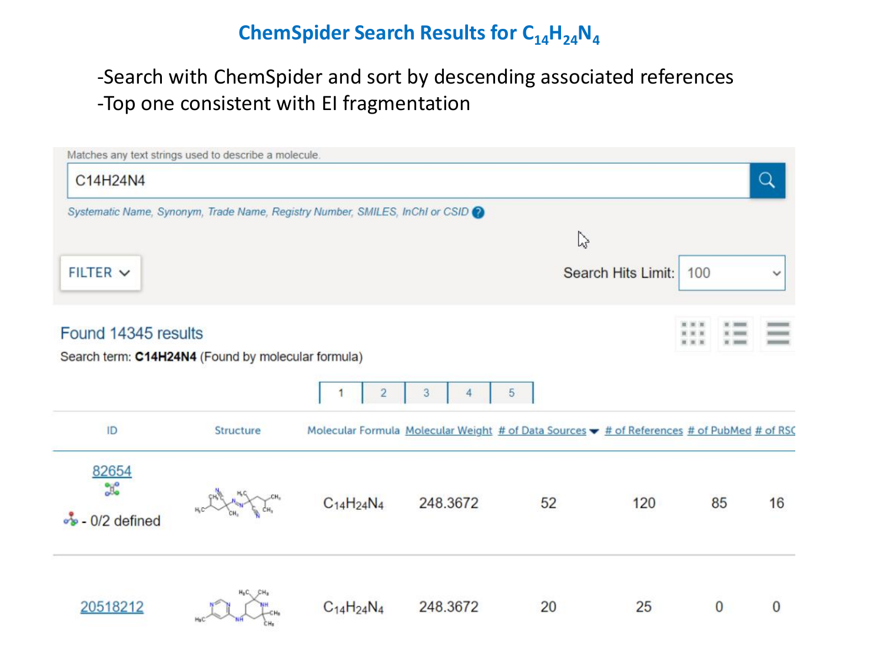# ChemSpider Search Results for $C_{14}H_{24}N_4$

- Search with ChemSpider and sort by descending associated references
- Top one consistent with EI fragmentation

Matches any text strings used to describe a molecule.

C14H24N4

Systematic Name, Synonym, Trade Name, Registry Number, SMILES, InChI or CSID

FILTER

Search Hits Limit: 100

Found 14345 results

Search term: **C14H24N4** (Found by molecular formula)

1 2 3 4 5

| ID | Structure | Molecular Formula | Molecular Weight | # of Data Sources | # of References | # of PubMed | # of RSC |
|---|---|---|---|---|---|---|---|
| 82654 - 0/2 defined | | $C_{14}H_{24}N_4$ | 248.3672 | 52 | 120 | 85 | 16 |
| 20518212 | | $C_{14}H_{24}N_4$ | 248.3672 | 20 | 25 | 0 | 0 |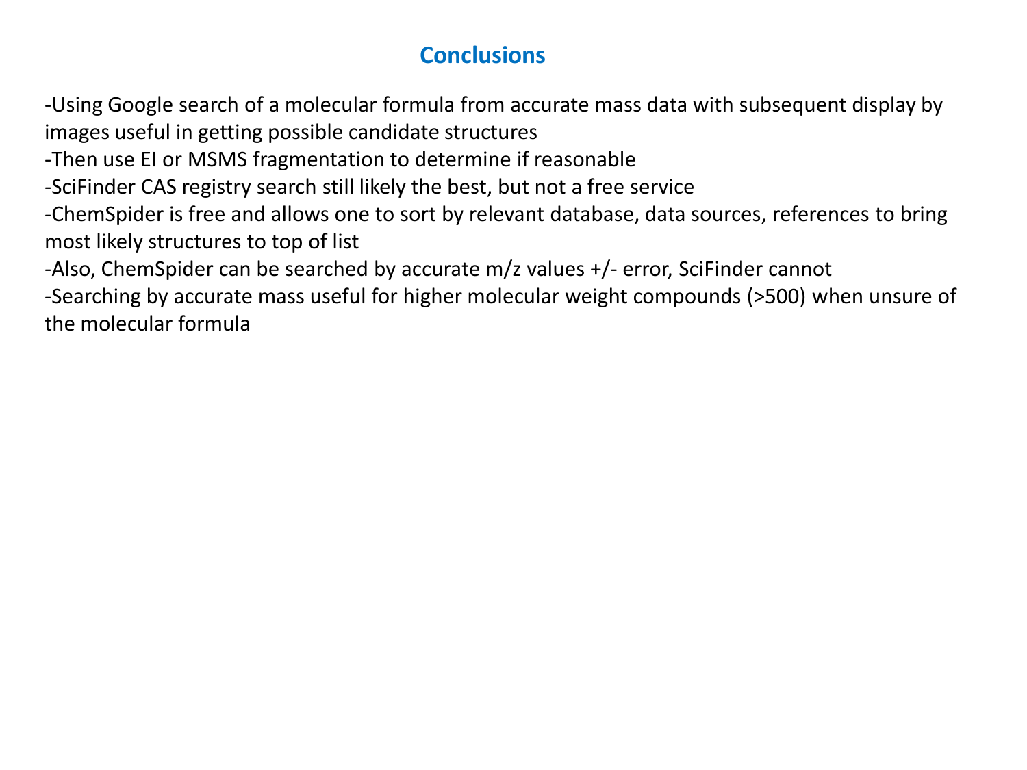# Conclusions

-Using Google search of a molecular formula from accurate mass data with subsequent display by images useful in getting possible candidate structures

-Then use EI or MSMS fragmentation to determine if reasonable

-SciFinder CAS registry search still likely the best, but not a free service

-ChemSpider is free and allows one to sort by relevant database, data sources, references to bring most likely structures to top of list

-Also, ChemSpider can be searched by accurate m/z values +/- error, SciFinder cannot

-Searching by accurate mass useful for higher molecular weight compounds (>500) when unsure of the molecular formula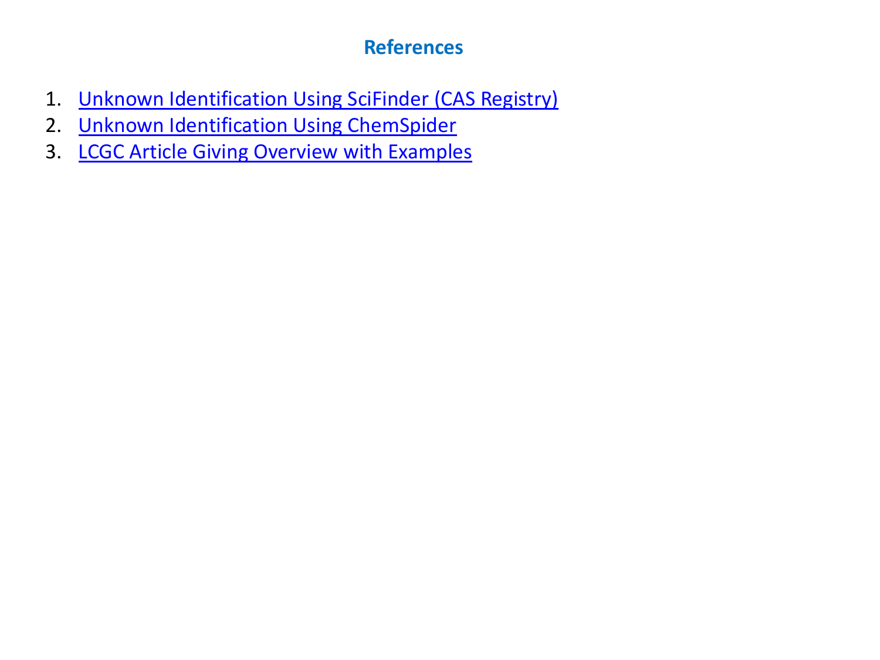## References

1. Unknown Identification Using SciFinder (CAS Registry)
2. Unknown Identification Using ChemSpider
3. LCGC Article Giving Overview with Examples